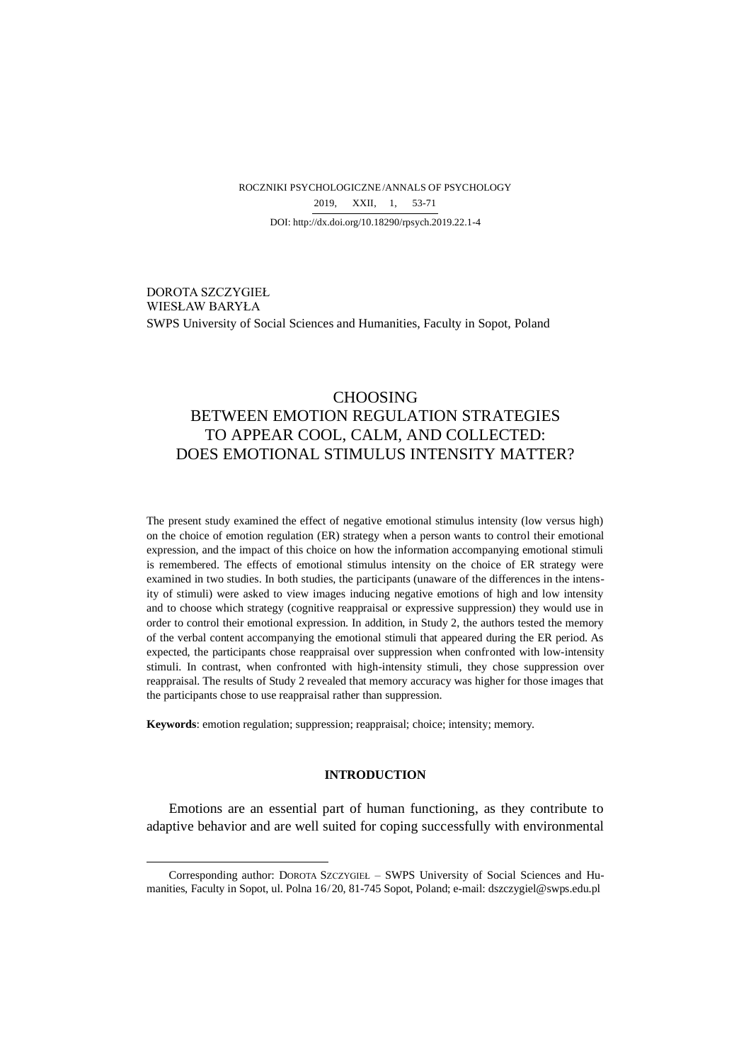DOROTA SZCZYGIEŁ
WIESŁAW BARYŁA
SWPS University of Social Sciences and Humanities, Faculty in Sopot, Poland

# CHOOSING BETWEEN EMOTION REGULATION STRATEGIES TO APPEAR COOL, CALM, AND COLLECTED: DOES EMOTIONAL STIMULUS INTENSITY MATTER?

The present study examined the effect of negative emotional stimulus intensity (low versus high) on the choice of emotion regulation (ER) strategy when a person wants to control their emotional expression, and the impact of this choice on how the information accompanying emotional stimuli is remembered. The effects of emotional stimulus intensity on the choice of ER strategy were examined in two studies. In both studies, the participants (unaware of the differences in the intensity of stimuli) were asked to view images inducing negative emotions of high and low intensity and to choose which strategy (cognitive reappraisal or expressive suppression) they would use in order to control their emotional expression. In addition, in Study 2, the authors tested the memory of the verbal content accompanying the emotional stimuli that appeared during the ER period. As expected, the participants chose reappraisal over suppression when confronted with low-intensity stimuli. In contrast, when confronted with high-intensity stimuli, they chose suppression over reappraisal. The results of Study 2 revealed that memory accuracy was higher for those images that the participants chose to use reappraisal rather than suppression.

**Keywords**: emotion regulation; suppression; reappraisal; choice; intensity; memory.

## INTRODUCTION

Emotions are an essential part of human functioning, as they contribute to adaptive behavior and are well suited for coping successfully with environmental

---

Corresponding author: DOROTA SZCZYGIEŁ – SWPS University of Social Sciences and Humanities, Faculty in Sopot, ul. Polna 16/20, 81-745 Sopot, Poland; e-mail: dszczygiel@swps.edu.pl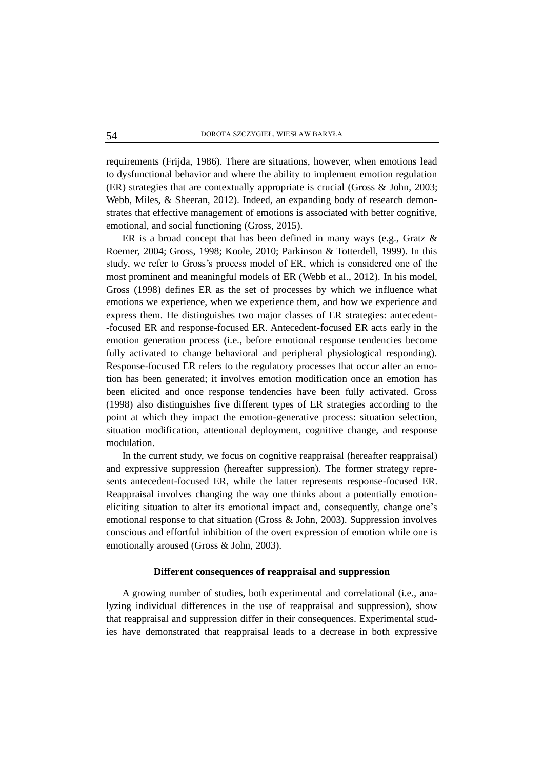requirements (Frijda, 1986). There are situations, however, when emotions lead to dysfunctional behavior and where the ability to implement emotion regulation (ER) strategies that are contextually appropriate is crucial (Gross & John, 2003; Webb, Miles, & Sheeran, 2012). Indeed, an expanding body of research demonstrates that effective management of emotions is associated with better cognitive, emotional, and social functioning (Gross, 2015).

ER is a broad concept that has been defined in many ways (e.g., Gratz & Roemer, 2004; Gross, 1998; Koole, 2010; Parkinson & Totterdell, 1999). In this study, we refer to Gross's process model of ER, which is considered one of the most prominent and meaningful models of ER (Webb et al., 2012). In his model, Gross (1998) defines ER as the set of processes by which we influence what emotions we experience, when we experience them, and how we experience and express them. He distinguishes two major classes of ER strategies: antecedent-focused ER and response-focused ER. Antecedent-focused ER acts early in the emotion generation process (i.e., before emotional response tendencies become fully activated to change behavioral and peripheral physiological responding). Response-focused ER refers to the regulatory processes that occur after an emotion has been generated; it involves emotion modification once an emotion has been elicited and once response tendencies have been fully activated. Gross (1998) also distinguishes five different types of ER strategies according to the point at which they impact the emotion-generative process: situation selection, situation modification, attentional deployment, cognitive change, and response modulation.

In the current study, we focus on cognitive reappraisal (hereafter reappraisal) and expressive suppression (hereafter suppression). The former strategy represents antecedent-focused ER, while the latter represents response-focused ER. Reappraisal involves changing the way one thinks about a potentially emotion-eliciting situation to alter its emotional impact and, consequently, change one's emotional response to that situation (Gross & John, 2003). Suppression involves conscious and effortful inhibition of the overt expression of emotion while one is emotionally aroused (Gross & John, 2003).

## Different consequences of reappraisal and suppression

A growing number of studies, both experimental and correlational (i.e., analyzing individual differences in the use of reappraisal and suppression), show that reappraisal and suppression differ in their consequences. Experimental studies have demonstrated that reappraisal leads to a decrease in both expressive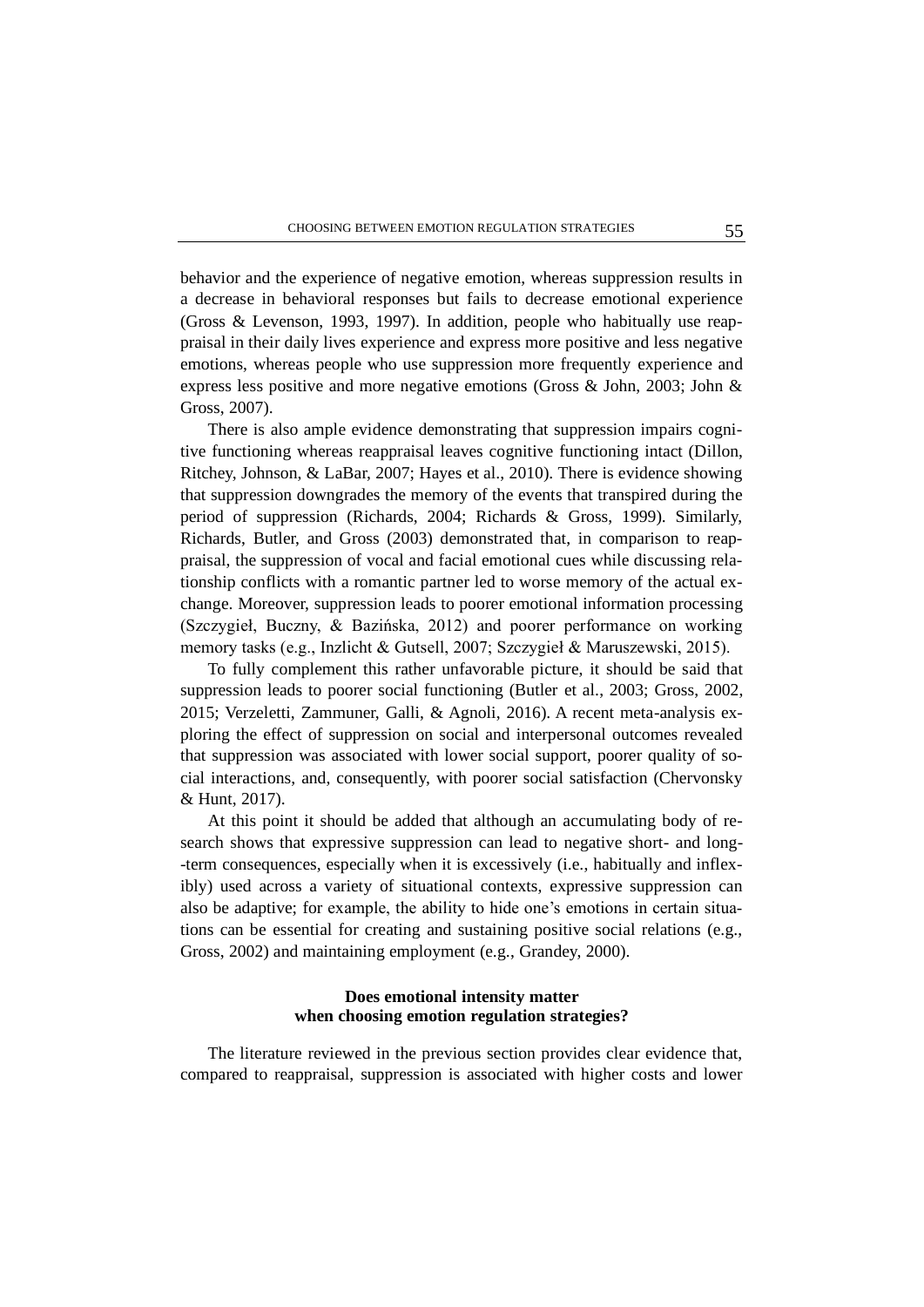behavior and the experience of negative emotion, whereas suppression results in a decrease in behavioral responses but fails to decrease emotional experience (Gross & Levenson, 1993, 1997). In addition, people who habitually use reappraisal in their daily lives experience and express more positive and less negative emotions, whereas people who use suppression more frequently experience and express less positive and more negative emotions (Gross & John, 2003; John & Gross, 2007).

There is also ample evidence demonstrating that suppression impairs cognitive functioning whereas reappraisal leaves cognitive functioning intact (Dillon, Ritchey, Johnson, & LaBar, 2007; Hayes et al., 2010). There is evidence showing that suppression downgrades the memory of the events that transpired during the period of suppression (Richards, 2004; Richards & Gross, 1999). Similarly, Richards, Butler, and Gross (2003) demonstrated that, in comparison to reappraisal, the suppression of vocal and facial emotional cues while discussing relationship conflicts with a romantic partner led to worse memory of the actual exchange. Moreover, suppression leads to poorer emotional information processing (Szczygieł, Buczny, & Bazińska, 2012) and poorer performance on working memory tasks (e.g., Inzlicht & Gutsell, 2007; Szczygieł & Maruszewski, 2015).

To fully complement this rather unfavorable picture, it should be said that suppression leads to poorer social functioning (Butler et al., 2003; Gross, 2002, 2015; Verzeletti, Zammuner, Galli, & Agnoli, 2016). A recent meta-analysis exploring the effect of suppression on social and interpersonal outcomes revealed that suppression was associated with lower social support, poorer quality of social interactions, and, consequently, with poorer social satisfaction (Chervonsky & Hunt, 2017).

At this point it should be added that although an accumulating body of research shows that expressive suppression can lead to negative short- and long-term consequences, especially when it is excessively (i.e., habitually and inflexibly) used across a variety of situational contexts, expressive suppression can also be adaptive; for example, the ability to hide one's emotions in certain situations can be essential for creating and sustaining positive social relations (e.g., Gross, 2002) and maintaining employment (e.g., Grandey, 2000).

## Does emotional intensity matter when choosing emotion regulation strategies?

The literature reviewed in the previous section provides clear evidence that, compared to reappraisal, suppression is associated with higher costs and lower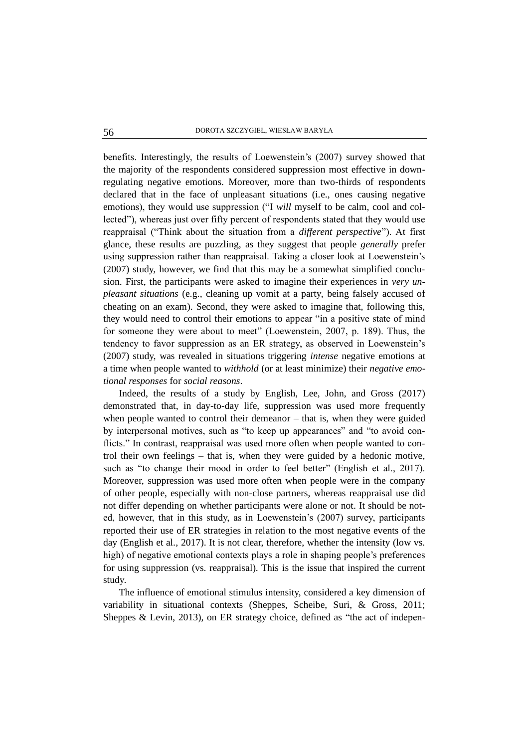benefits. Interestingly, the results of Loewenstein's (2007) survey showed that the majority of the respondents considered suppression most effective in down-regulating negative emotions. Moreover, more than two-thirds of respondents declared that in the face of unpleasant situations (i.e., ones causing negative emotions), they would use suppression ("I *will* myself to be calm, cool and collected"), whereas just over fifty percent of respondents stated that they would use reappraisal ("Think about the situation from a *different perspective*"). At first glance, these results are puzzling, as they suggest that people *generally* prefer using suppression rather than reappraisal. Taking a closer look at Loewenstein's (2007) study, however, we find that this may be a somewhat simplified conclusion. First, the participants were asked to imagine their experiences in *very unpleasant situations* (e.g., cleaning up vomit at a party, being falsely accused of cheating on an exam). Second, they were asked to imagine that, following this, they would need to control their emotions to appear "in a positive state of mind for someone they were about to meet" (Loewenstein, 2007, p. 189). Thus, the tendency to favor suppression as an ER strategy, as observed in Loewenstein's (2007) study, was revealed in situations triggering *intense* negative emotions at a time when people wanted to *withhold* (or at least minimize) their *negative emotional responses* for *social reasons*.

Indeed, the results of a study by English, Lee, John, and Gross (2017) demonstrated that, in day-to-day life, suppression was used more frequently when people wanted to control their demeanor – that is, when they were guided by interpersonal motives, such as "to keep up appearances" and "to avoid conflicts." In contrast, reappraisal was used more often when people wanted to control their own feelings – that is, when they were guided by a hedonic motive, such as "to change their mood in order to feel better" (English et al., 2017). Moreover, suppression was used more often when people were in the company of other people, especially with non-close partners, whereas reappraisal use did not differ depending on whether participants were alone or not. It should be noted, however, that in this study, as in Loewenstein's (2007) survey, participants reported their use of ER strategies in relation to the most negative events of the day (English et al., 2017). It is not clear, therefore, whether the intensity (low vs. high) of negative emotional contexts plays a role in shaping people's preferences for using suppression (vs. reappraisal). This is the issue that inspired the current study.

The influence of emotional stimulus intensity, considered a key dimension of variability in situational contexts (Sheppes, Scheibe, Suri, & Gross, 2011; Sheppes & Levin, 2013), on ER strategy choice, defined as "the act of indepen-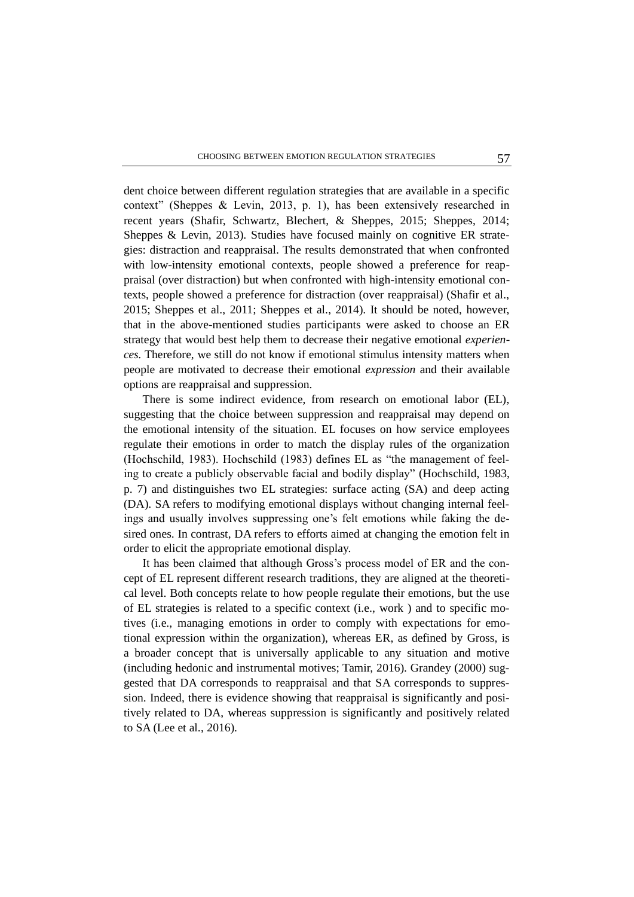dent choice between different regulation strategies that are available in a specific context" (Sheppes & Levin, 2013, p. 1), has been extensively researched in recent years (Shafir, Schwartz, Blechert, & Sheppes, 2015; Sheppes, 2014; Sheppes & Levin, 2013). Studies have focused mainly on cognitive ER strategies: distraction and reappraisal. The results demonstrated that when confronted with low-intensity emotional contexts, people showed a preference for reappraisal (over distraction) but when confronted with high-intensity emotional contexts, people showed a preference for distraction (over reappraisal) (Shafir et al., 2015; Sheppes et al., 2011; Sheppes et al., 2014). It should be noted, however, that in the above-mentioned studies participants were asked to choose an ER strategy that would best help them to decrease their negative emotional *experiences*. Therefore, we still do not know if emotional stimulus intensity matters when people are motivated to decrease their emotional *expression* and their available options are reappraisal and suppression.

There is some indirect evidence, from research on emotional labor (EL), suggesting that the choice between suppression and reappraisal may depend on the emotional intensity of the situation. EL focuses on how service employees regulate their emotions in order to match the display rules of the organization (Hochschild, 1983). Hochschild (1983) defines EL as "the management of feeling to create a publicly observable facial and bodily display" (Hochschild, 1983, p. 7) and distinguishes two EL strategies: surface acting (SA) and deep acting (DA). SA refers to modifying emotional displays without changing internal feelings and usually involves suppressing one's felt emotions while faking the desired ones. In contrast, DA refers to efforts aimed at changing the emotion felt in order to elicit the appropriate emotional display.

It has been claimed that although Gross's process model of ER and the concept of EL represent different research traditions, they are aligned at the theoretical level. Both concepts relate to how people regulate their emotions, but the use of EL strategies is related to a specific context (i.e., work ) and to specific motives (i.e., managing emotions in order to comply with expectations for emotional expression within the organization), whereas ER, as defined by Gross, is a broader concept that is universally applicable to any situation and motive (including hedonic and instrumental motives; Tamir, 2016). Grandey (2000) suggested that DA corresponds to reappraisal and that SA corresponds to suppression. Indeed, there is evidence showing that reappraisal is significantly and positively related to DA, whereas suppression is significantly and positively related to SA (Lee et al., 2016).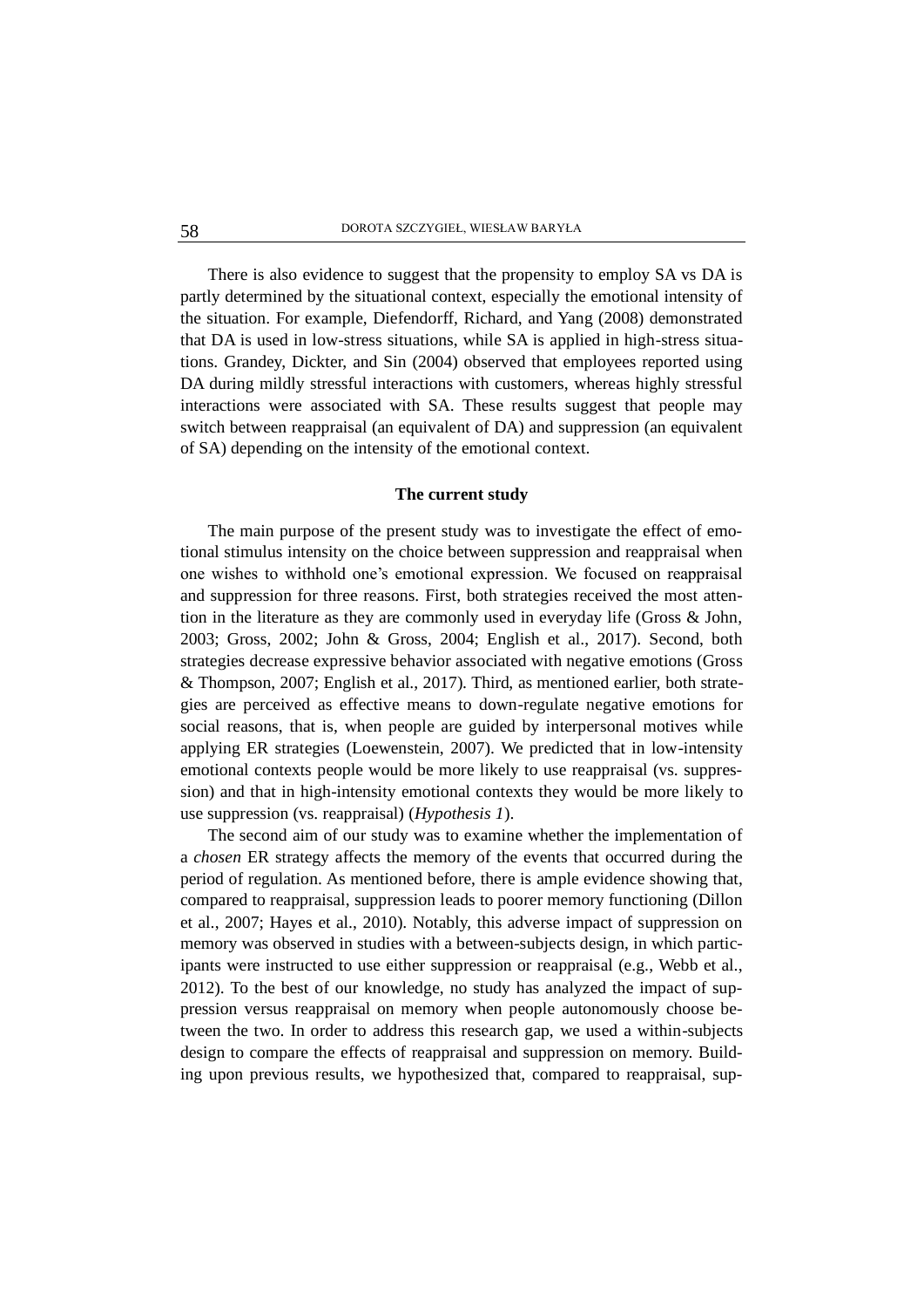There is also evidence to suggest that the propensity to employ SA vs DA is partly determined by the situational context, especially the emotional intensity of the situation. For example, Diefendorff, Richard, and Yang (2008) demonstrated that DA is used in low-stress situations, while SA is applied in high-stress situations. Grandey, Dickter, and Sin (2004) observed that employees reported using DA during mildly stressful interactions with customers, whereas highly stressful interactions were associated with SA. These results suggest that people may switch between reappraisal (an equivalent of DA) and suppression (an equivalent of SA) depending on the intensity of the emotional context.

## The current study

The main purpose of the present study was to investigate the effect of emotional stimulus intensity on the choice between suppression and reappraisal when one wishes to withhold one's emotional expression. We focused on reappraisal and suppression for three reasons. First, both strategies received the most attention in the literature as they are commonly used in everyday life (Gross & John, 2003; Gross, 2002; John & Gross, 2004; English et al., 2017). Second, both strategies decrease expressive behavior associated with negative emotions (Gross & Thompson, 2007; English et al., 2017). Third, as mentioned earlier, both strategies are perceived as effective means to down-regulate negative emotions for social reasons, that is, when people are guided by interpersonal motives while applying ER strategies (Loewenstein, 2007). We predicted that in low-intensity emotional contexts people would be more likely to use reappraisal (vs. suppression) and that in high-intensity emotional contexts they would be more likely to use suppression (vs. reappraisal) (*Hypothesis 1*).

The second aim of our study was to examine whether the implementation of a *chosen* ER strategy affects the memory of the events that occurred during the period of regulation. As mentioned before, there is ample evidence showing that, compared to reappraisal, suppression leads to poorer memory functioning (Dillon et al., 2007; Hayes et al., 2010). Notably, this adverse impact of suppression on memory was observed in studies with a between-subjects design, in which participants were instructed to use either suppression or reappraisal (e.g., Webb et al., 2012). To the best of our knowledge, no study has analyzed the impact of suppression versus reappraisal on memory when people autonomously choose between the two. In order to address this research gap, we used a within-subjects design to compare the effects of reappraisal and suppression on memory. Building upon previous results, we hypothesized that, compared to reappraisal, sup-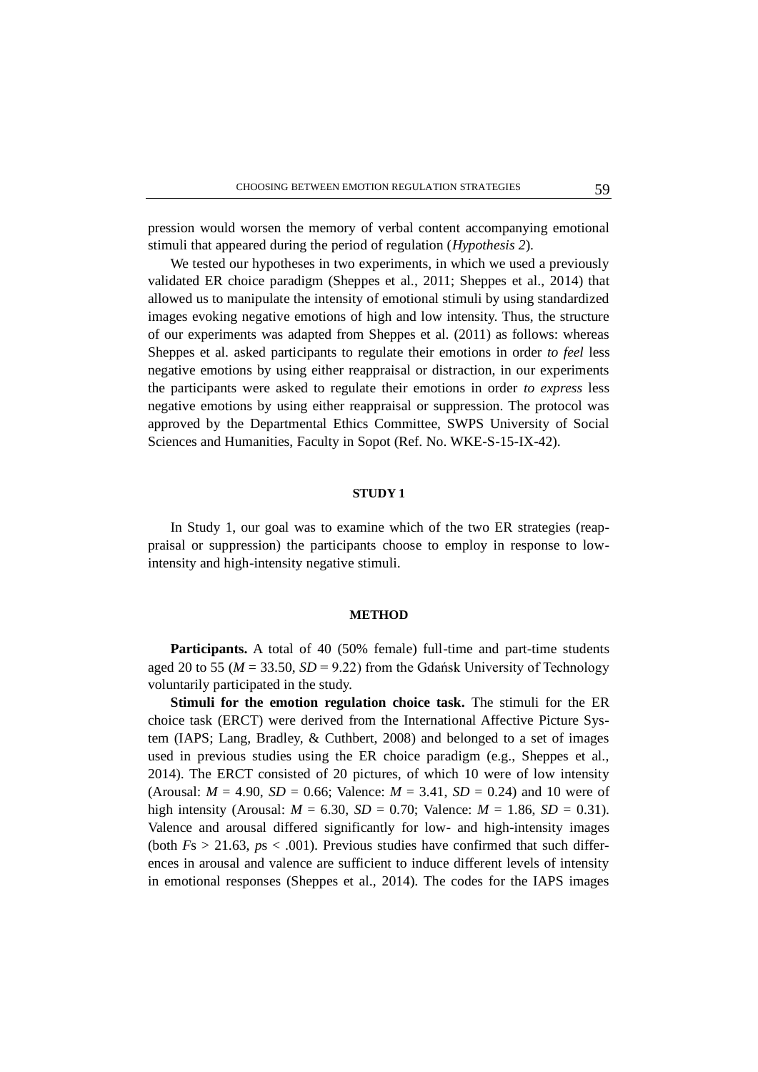pression would worsen the memory of verbal content accompanying emotional stimuli that appeared during the period of regulation (*Hypothesis 2*).

We tested our hypotheses in two experiments, in which we used a previously validated ER choice paradigm (Sheppes et al., 2011; Sheppes et al., 2014) that allowed us to manipulate the intensity of emotional stimuli by using standardized images evoking negative emotions of high and low intensity. Thus, the structure of our experiments was adapted from Sheppes et al. (2011) as follows: whereas Sheppes et al. asked participants to regulate their emotions in order *to feel* less negative emotions by using either reappraisal or distraction, in our experiments the participants were asked to regulate their emotions in order *to express* less negative emotions by using either reappraisal or suppression. The protocol was approved by the Departmental Ethics Committee, SWPS University of Social Sciences and Humanities, Faculty in Sopot (Ref. No. WKE-S-15-IX-42).

## STUDY 1

In Study 1, our goal was to examine which of the two ER strategies (reappraisal or suppression) the participants choose to employ in response to low-intensity and high-intensity negative stimuli.

### METHOD

**Participants.** A total of 40 (50% female) full-time and part-time students aged 20 to 55 ($M$ = 33.50, $SD$ = 9.22) from the Gdańsk University of Technology voluntarily participated in the study.

**Stimuli for the emotion regulation choice task.** The stimuli for the ER choice task (ERCT) were derived from the International Affective Picture System (IAPS; Lang, Bradley, & Cuthbert, 2008) and belonged to a set of images used in previous studies using the ER choice paradigm (e.g., Sheppes et al., 2014). The ERCT consisted of 20 pictures, of which 10 were of low intensity (Arousal: $M$ = 4.90, $SD$ = 0.66; Valence: $M$ = 3.41, $SD$ = 0.24) and 10 were of high intensity (Arousal: $M$ = 6.30, $SD$ = 0.70; Valence: $M$ = 1.86, $SD$ = 0.31). Valence and arousal differed significantly for low- and high-intensity images (both $F$s > 21.63, $p$s < .001). Previous studies have confirmed that such differences in arousal and valence are sufficient to induce different levels of intensity in emotional responses (Sheppes et al., 2014). The codes for the IAPS images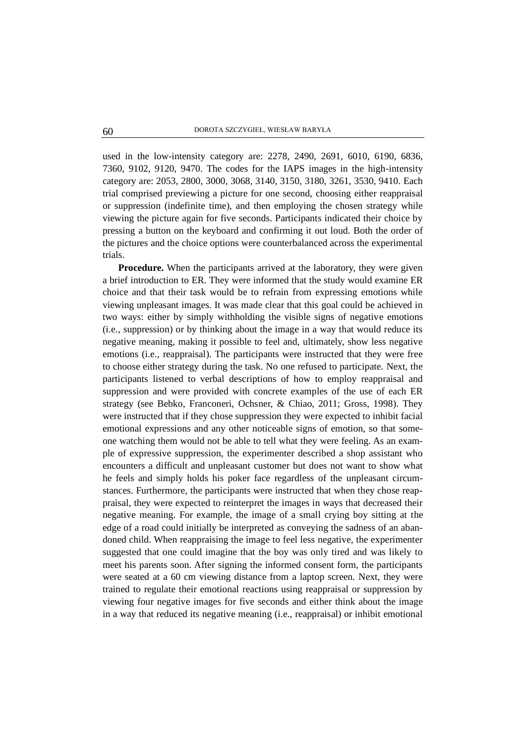used in the low-intensity category are: 2278, 2490, 2691, 6010, 6190, 6836, 7360, 9102, 9120, 9470. The codes for the IAPS images in the high-intensity category are: 2053, 2800, 3000, 3068, 3140, 3150, 3180, 3261, 3530, 9410. Each trial comprised previewing a picture for one second, choosing either reappraisal or suppression (indefinite time), and then employing the chosen strategy while viewing the picture again for five seconds. Participants indicated their choice by pressing a button on the keyboard and confirming it out loud. Both the order of the pictures and the choice options were counterbalanced across the experimental trials.

**Procedure.** When the participants arrived at the laboratory, they were given a brief introduction to ER. They were informed that the study would examine ER choice and that their task would be to refrain from expressing emotions while viewing unpleasant images. It was made clear that this goal could be achieved in two ways: either by simply withholding the visible signs of negative emotions (i.e., suppression) or by thinking about the image in a way that would reduce its negative meaning, making it possible to feel and, ultimately, show less negative emotions (i.e., reappraisal). The participants were instructed that they were free to choose either strategy during the task. No one refused to participate. Next, the participants listened to verbal descriptions of how to employ reappraisal and suppression and were provided with concrete examples of the use of each ER strategy (see Bebko, Franconeri, Ochsner, & Chiao, 2011; Gross, 1998). They were instructed that if they chose suppression they were expected to inhibit facial emotional expressions and any other noticeable signs of emotion, so that someone watching them would not be able to tell what they were feeling. As an example of expressive suppression, the experimenter described a shop assistant who encounters a difficult and unpleasant customer but does not want to show what he feels and simply holds his poker face regardless of the unpleasant circumstances. Furthermore, the participants were instructed that when they chose reappraisal, they were expected to reinterpret the images in ways that decreased their negative meaning. For example, the image of a small crying boy sitting at the edge of a road could initially be interpreted as conveying the sadness of an abandoned child. When reappraising the image to feel less negative, the experimenter suggested that one could imagine that the boy was only tired and was likely to meet his parents soon. After signing the informed consent form, the participants were seated at a 60 cm viewing distance from a laptop screen. Next, they were trained to regulate their emotional reactions using reappraisal or suppression by viewing four negative images for five seconds and either think about the image in a way that reduced its negative meaning (i.e., reappraisal) or inhibit emotional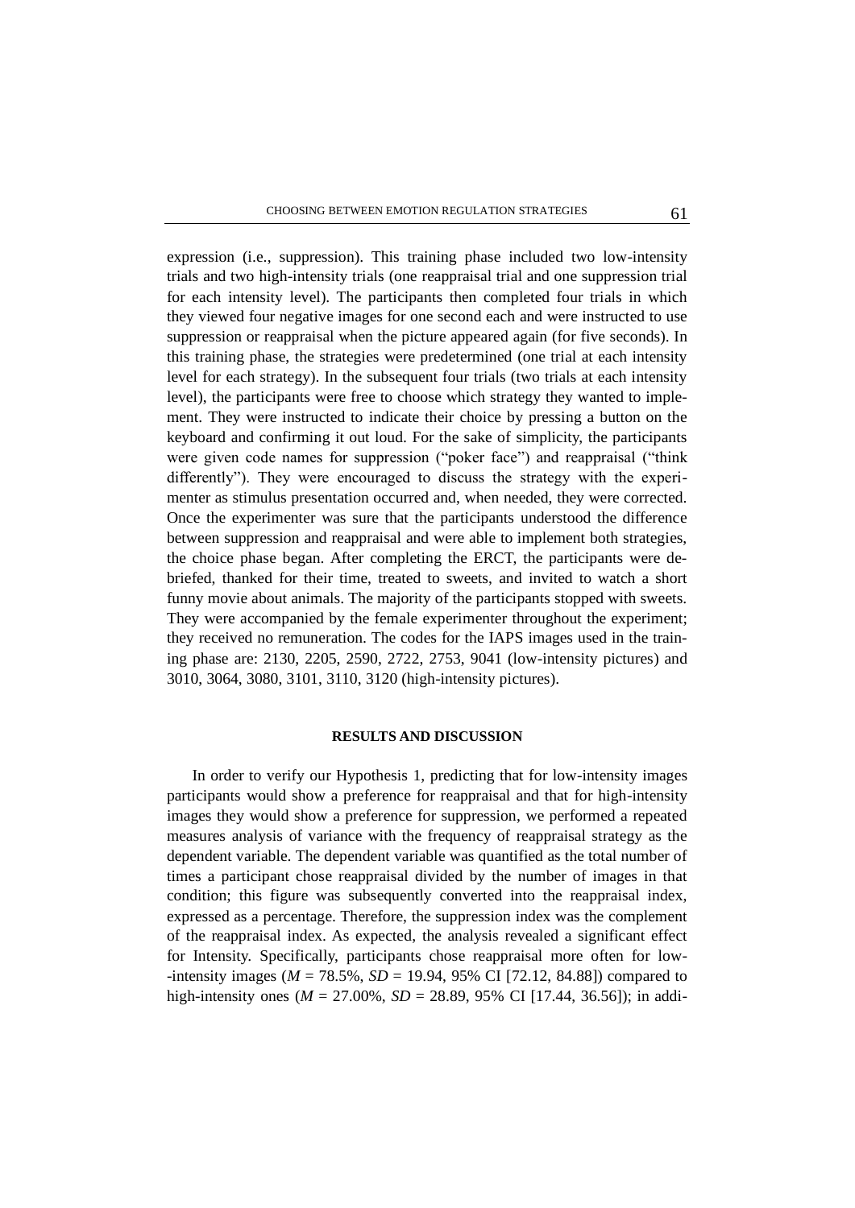expression (i.e., suppression). This training phase included two low-intensity trials and two high-intensity trials (one reappraisal trial and one suppression trial for each intensity level). The participants then completed four trials in which they viewed four negative images for one second each and were instructed to use suppression or reappraisal when the picture appeared again (for five seconds). In this training phase, the strategies were predetermined (one trial at each intensity level for each strategy). In the subsequent four trials (two trials at each intensity level), the participants were free to choose which strategy they wanted to implement. They were instructed to indicate their choice by pressing a button on the keyboard and confirming it out loud. For the sake of simplicity, the participants were given code names for suppression ("poker face") and reappraisal ("think differently"). They were encouraged to discuss the strategy with the experimenter as stimulus presentation occurred and, when needed, they were corrected. Once the experimenter was sure that the participants understood the difference between suppression and reappraisal and were able to implement both strategies, the choice phase began. After completing the ERCT, the participants were debriefed, thanked for their time, treated to sweets, and invited to watch a short funny movie about animals. The majority of the participants stopped with sweets. They were accompanied by the female experimenter throughout the experiment; they received no remuneration. The codes for the IAPS images used in the training phase are: 2130, 2205, 2590, 2722, 2753, 9041 (low-intensity pictures) and 3010, 3064, 3080, 3101, 3110, 3120 (high-intensity pictures).

## RESULTS AND DISCUSSION

In order to verify our Hypothesis 1, predicting that for low-intensity images participants would show a preference for reappraisal and that for high-intensity images they would show a preference for suppression, we performed a repeated measures analysis of variance with the frequency of reappraisal strategy as the dependent variable. The dependent variable was quantified as the total number of times a participant chose reappraisal divided by the number of images in that condition; this figure was subsequently converted into the reappraisal index, expressed as a percentage. Therefore, the suppression index was the complement of the reappraisal index. As expected, the analysis revealed a significant effect for Intensity. Specifically, participants chose reappraisal more often for low-intensity images ($M$ = 78.5%, $SD$ = 19.94, 95% CI [72.12, 84.88]) compared to high-intensity ones ($M$ = 27.00%, $SD$ = 28.89, 95% CI [17.44, 36.56]); in addi-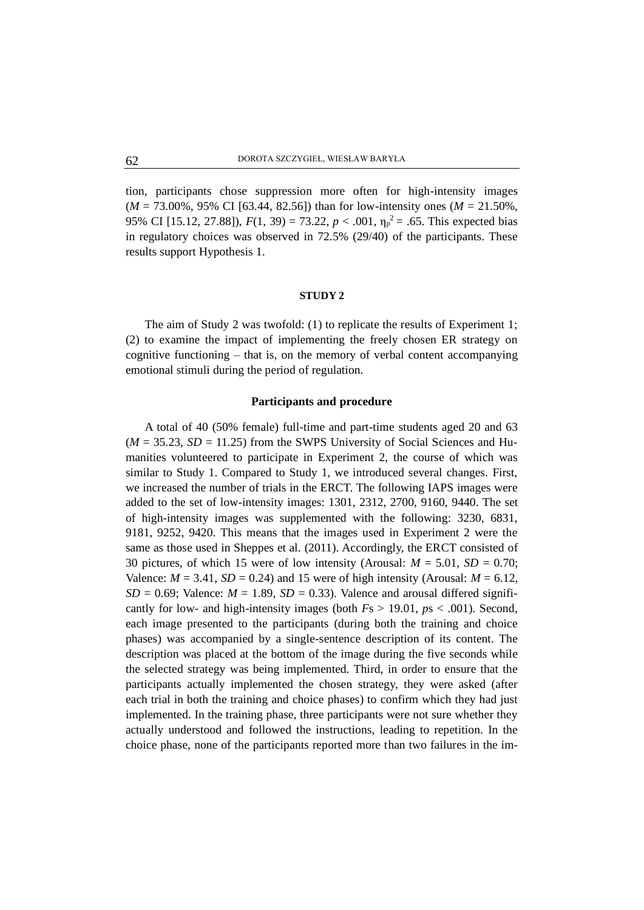tion, participants chose suppression more often for high-intensity images (*M* = 73.00%, 95% CI [63.44, 82.56]) than for low-intensity ones (*M* = 21.50%, 95% CI [15.12, 27.88]), $F(1, 39) = 73.22$, $p < .001$, $\eta_p^2 = .65$. This expected bias in regulatory choices was observed in 72.5% (29/40) of the participants. These results support Hypothesis 1.

## STUDY 2

The aim of Study 2 was twofold: (1) to replicate the results of Experiment 1; (2) to examine the impact of implementing the freely chosen ER strategy on cognitive functioning – that is, on the memory of verbal content accompanying emotional stimuli during the period of regulation.

### Participants and procedure

A total of 40 (50% female) full-time and part-time students aged 20 and 63 (*M* = 35.23, *SD* = 11.25) from the SWPS University of Social Sciences and Humanities volunteered to participate in Experiment 2, the course of which was similar to Study 1. Compared to Study 1, we introduced several changes. First, we increased the number of trials in the ERCT. The following IAPS images were added to the set of low-intensity images: 1301, 2312, 2700, 9160, 9440. The set of high-intensity images was supplemented with the following: 3230, 6831, 9181, 9252, 9420. This means that the images used in Experiment 2 were the same as those used in Sheppes et al. (2011). Accordingly, the ERCT consisted of 30 pictures, of which 15 were of low intensity (Arousal: *M* = 5.01, *SD* = 0.70; Valence: *M* = 3.41, *SD* = 0.24) and 15 were of high intensity (Arousal: *M* = 6.12, *SD* = 0.69; Valence: *M* = 1.89, *SD* = 0.33). Valence and arousal differed significantly for low- and high-intensity images (both *F*s > 19.01, *p*s < .001). Second, each image presented to the participants (during both the training and choice phases) was accompanied by a single-sentence description of its content. The description was placed at the bottom of the image during the five seconds while the selected strategy was being implemented. Third, in order to ensure that the participants actually implemented the chosen strategy, they were asked (after each trial in both the training and choice phases) to confirm which they had just implemented. In the training phase, three participants were not sure whether they actually understood and followed the instructions, leading to repetition. In the choice phase, none of the participants reported more than two failures in the im-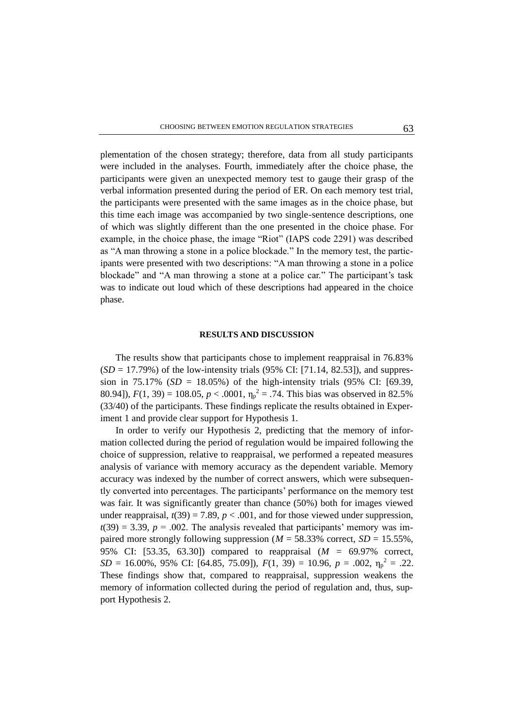plementation of the chosen strategy; therefore, data from all study participants were included in the analyses. Fourth, immediately after the choice phase, the participants were given an unexpected memory test to gauge their grasp of the verbal information presented during the period of ER. On each memory test trial, the participants were presented with the same images as in the choice phase, but this time each image was accompanied by two single-sentence descriptions, one of which was slightly different than the one presented in the choice phase. For example, in the choice phase, the image "Riot" (IAPS code 2291) was described as "A man throwing a stone in a police blockade." In the memory test, the participants were presented with two descriptions: "A man throwing a stone in a police blockade" and "A man throwing a stone at a police car." The participant's task was to indicate out loud which of these descriptions had appeared in the choice phase.

## RESULTS AND DISCUSSION

The results show that participants chose to implement reappraisal in 76.83% ($SD$ = 17.79%) of the low-intensity trials (95% CI: [71.14, 82.53]), and suppression in 75.17% ($SD$ = 18.05%) of the high-intensity trials (95% CI: [69.39, 80.94]), $F(1, 39) = 108.05$, $p < .0001$, $\eta_p^2 = .74$. This bias was observed in 82.5% (33/40) of the participants. These findings replicate the results obtained in Experiment 1 and provide clear support for Hypothesis 1.

In order to verify our Hypothesis 2, predicting that the memory of information collected during the period of regulation would be impaired following the choice of suppression, relative to reappraisal, we performed a repeated measures analysis of variance with memory accuracy as the dependent variable. Memory accuracy was indexed by the number of correct answers, which were subsequently converted into percentages. The participants' performance on the memory test was fair. It was significantly greater than chance (50%) both for images viewed under reappraisal, $t(39) = 7.89$, $p < .001$, and for those viewed under suppression, $t(39) = 3.39$, $p = .002$. The analysis revealed that participants' memory was impaired more strongly following suppression ($M$ = 58.33% correct, $SD$ = 15.55%, 95% CI: [53.35, 63.30]) compared to reappraisal ($M$ = 69.97% correct, $SD$ = 16.00%, 95% CI: [64.85, 75.09]), $F(1, 39) = 10.96$, $p = .002$, $\eta_p^2 = .22$. These findings show that, compared to reappraisal, suppression weakens the memory of information collected during the period of regulation and, thus, support Hypothesis 2.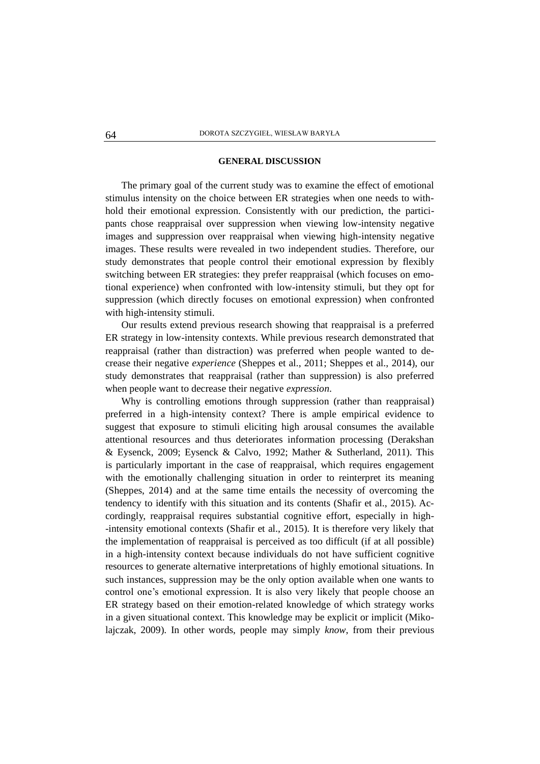## GENERAL DISCUSSION

The primary goal of the current study was to examine the effect of emotional stimulus intensity on the choice between ER strategies when one needs to withhold their emotional expression. Consistently with our prediction, the participants chose reappraisal over suppression when viewing low-intensity negative images and suppression over reappraisal when viewing high-intensity negative images. These results were revealed in two independent studies. Therefore, our study demonstrates that people control their emotional expression by flexibly switching between ER strategies: they prefer reappraisal (which focuses on emotional experience) when confronted with low-intensity stimuli, but they opt for suppression (which directly focuses on emotional expression) when confronted with high-intensity stimuli.

Our results extend previous research showing that reappraisal is a preferred ER strategy in low-intensity contexts. While previous research demonstrated that reappraisal (rather than distraction) was preferred when people wanted to decrease their negative *experience* (Sheppes et al., 2011; Sheppes et al., 2014), our study demonstrates that reappraisal (rather than suppression) is also preferred when people want to decrease their negative *expression*.

Why is controlling emotions through suppression (rather than reappraisal) preferred in a high-intensity context? There is ample empirical evidence to suggest that exposure to stimuli eliciting high arousal consumes the available attentional resources and thus deteriorates information processing (Derakshan & Eysenck, 2009; Eysenck & Calvo, 1992; Mather & Sutherland, 2011). This is particularly important in the case of reappraisal, which requires engagement with the emotionally challenging situation in order to reinterpret its meaning (Sheppes, 2014) and at the same time entails the necessity of overcoming the tendency to identify with this situation and its contents (Shafir et al., 2015). Accordingly, reappraisal requires substantial cognitive effort, especially in high-intensity emotional contexts (Shafir et al., 2015). It is therefore very likely that the implementation of reappraisal is perceived as too difficult (if at all possible) in a high-intensity context because individuals do not have sufficient cognitive resources to generate alternative interpretations of highly emotional situations. In such instances, suppression may be the only option available when one wants to control one's emotional expression. It is also very likely that people choose an ER strategy based on their emotion-related knowledge of which strategy works in a given situational context. This knowledge may be explicit or implicit (Mikolajczak, 2009). In other words, people may simply *know*, from their previous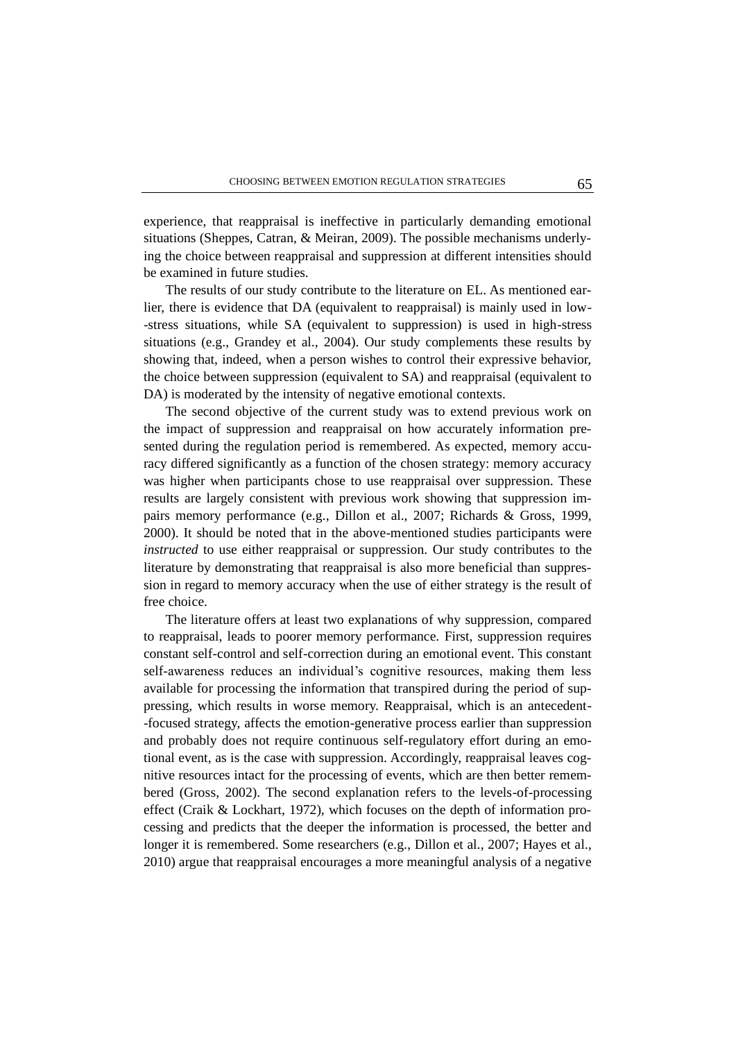experience, that reappraisal is ineffective in particularly demanding emotional situations (Sheppes, Catran, & Meiran, 2009). The possible mechanisms underlying the choice between reappraisal and suppression at different intensities should be examined in future studies.

The results of our study contribute to the literature on EL. As mentioned earlier, there is evidence that DA (equivalent to reappraisal) is mainly used in low-stress situations, while SA (equivalent to suppression) is used in high-stress situations (e.g., Grandey et al., 2004). Our study complements these results by showing that, indeed, when a person wishes to control their expressive behavior, the choice between suppression (equivalent to SA) and reappraisal (equivalent to DA) is moderated by the intensity of negative emotional contexts.

The second objective of the current study was to extend previous work on the impact of suppression and reappraisal on how accurately information presented during the regulation period is remembered. As expected, memory accuracy differed significantly as a function of the chosen strategy: memory accuracy was higher when participants chose to use reappraisal over suppression. These results are largely consistent with previous work showing that suppression impairs memory performance (e.g., Dillon et al., 2007; Richards & Gross, 1999, 2000). It should be noted that in the above-mentioned studies participants were *instructed* to use either reappraisal or suppression. Our study contributes to the literature by demonstrating that reappraisal is also more beneficial than suppression in regard to memory accuracy when the use of either strategy is the result of free choice.

The literature offers at least two explanations of why suppression, compared to reappraisal, leads to poorer memory performance. First, suppression requires constant self-control and self-correction during an emotional event. This constant self-awareness reduces an individual's cognitive resources, making them less available for processing the information that transpired during the period of suppressing, which results in worse memory. Reappraisal, which is an antecedent-focused strategy, affects the emotion-generative process earlier than suppression and probably does not require continuous self-regulatory effort during an emotional event, as is the case with suppression. Accordingly, reappraisal leaves cognitive resources intact for the processing of events, which are then better remembered (Gross, 2002). The second explanation refers to the levels-of-processing effect (Craik & Lockhart, 1972), which focuses on the depth of information processing and predicts that the deeper the information is processed, the better and longer it is remembered. Some researchers (e.g., Dillon et al., 2007; Hayes et al., 2010) argue that reappraisal encourages a more meaningful analysis of a negative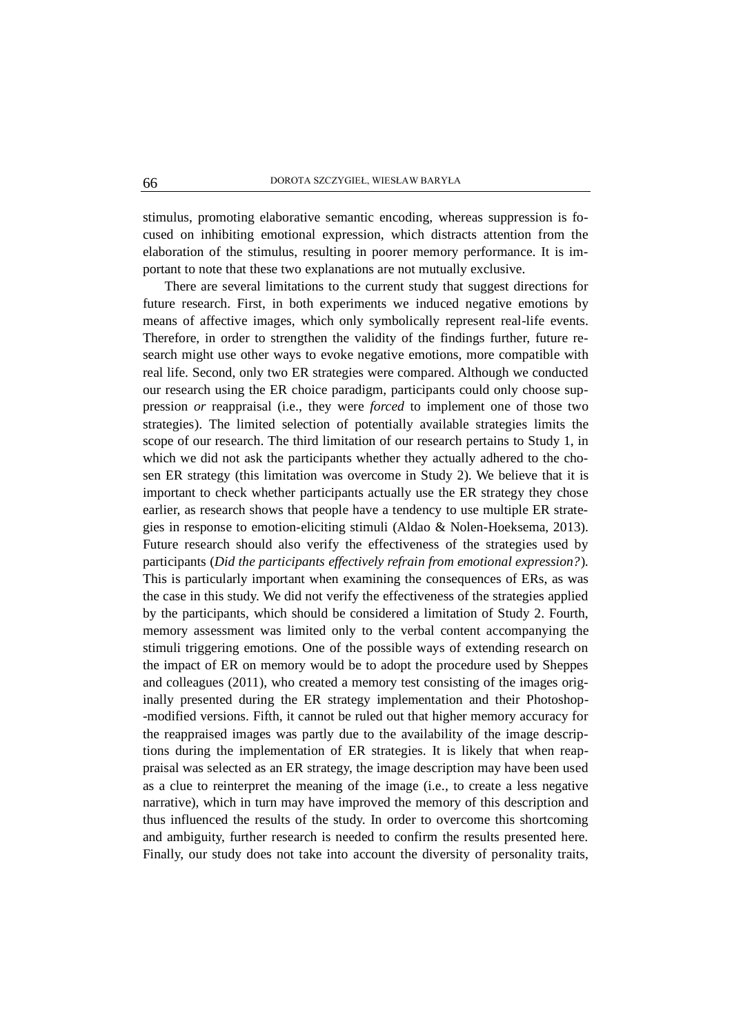stimulus, promoting elaborative semantic encoding, whereas suppression is focused on inhibiting emotional expression, which distracts attention from the elaboration of the stimulus, resulting in poorer memory performance. It is important to note that these two explanations are not mutually exclusive.

There are several limitations to the current study that suggest directions for future research. First, in both experiments we induced negative emotions by means of affective images, which only symbolically represent real-life events. Therefore, in order to strengthen the validity of the findings further, future research might use other ways to evoke negative emotions, more compatible with real life. Second, only two ER strategies were compared. Although we conducted our research using the ER choice paradigm, participants could only choose suppression *or* reappraisal (i.e., they were *forced* to implement one of those two strategies). The limited selection of potentially available strategies limits the scope of our research. The third limitation of our research pertains to Study 1, in which we did not ask the participants whether they actually adhered to the chosen ER strategy (this limitation was overcome in Study 2). We believe that it is important to check whether participants actually use the ER strategy they chose earlier, as research shows that people have a tendency to use multiple ER strategies in response to emotion-eliciting stimuli (Aldao & Nolen-Hoeksema, 2013). Future research should also verify the effectiveness of the strategies used by participants (*Did the participants effectively refrain from emotional expression?*). This is particularly important when examining the consequences of ERs, as was the case in this study. We did not verify the effectiveness of the strategies applied by the participants, which should be considered a limitation of Study 2. Fourth, memory assessment was limited only to the verbal content accompanying the stimuli triggering emotions. One of the possible ways of extending research on the impact of ER on memory would be to adopt the procedure used by Sheppes and colleagues (2011), who created a memory test consisting of the images originally presented during the ER strategy implementation and their Photoshop-modified versions. Fifth, it cannot be ruled out that higher memory accuracy for the reappraised images was partly due to the availability of the image descriptions during the implementation of ER strategies. It is likely that when reappraisal was selected as an ER strategy, the image description may have been used as a clue to reinterpret the meaning of the image (i.e., to create a less negative narrative), which in turn may have improved the memory of this description and thus influenced the results of the study. In order to overcome this shortcoming and ambiguity, further research is needed to confirm the results presented here. Finally, our study does not take into account the diversity of personality traits,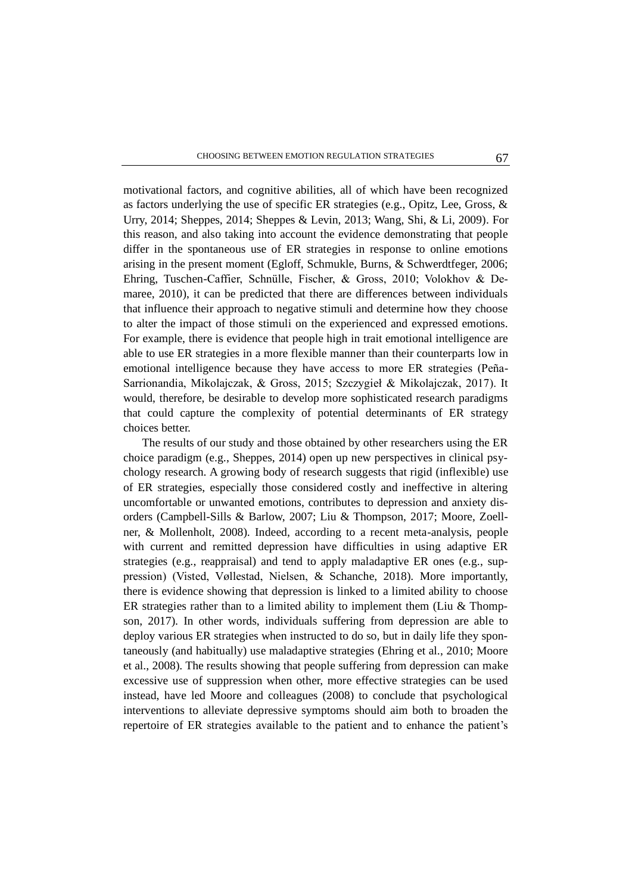motivational factors, and cognitive abilities, all of which have been recognized as factors underlying the use of specific ER strategies (e.g., Opitz, Lee, Gross, & Urry, 2014; Sheppes, 2014; Sheppes & Levin, 2013; Wang, Shi, & Li, 2009). For this reason, and also taking into account the evidence demonstrating that people differ in the spontaneous use of ER strategies in response to online emotions arising in the present moment (Egloff, Schmukle, Burns, & Schwerdtfeger, 2006; Ehring, Tuschen-Caffier, Schnülle, Fischer, & Gross, 2010; Volokhov & Demaree, 2010), it can be predicted that there are differences between individuals that influence their approach to negative stimuli and determine how they choose to alter the impact of those stimuli on the experienced and expressed emotions. For example, there is evidence that people high in trait emotional intelligence are able to use ER strategies in a more flexible manner than their counterparts low in emotional intelligence because they have access to more ER strategies (Peña-Sarrionandia, Mikolajczak, & Gross, 2015; Szczygieł & Mikolajczak, 2017). It would, therefore, be desirable to develop more sophisticated research paradigms that could capture the complexity of potential determinants of ER strategy choices better.

The results of our study and those obtained by other researchers using the ER choice paradigm (e.g., Sheppes, 2014) open up new perspectives in clinical psychology research. A growing body of research suggests that rigid (inflexible) use of ER strategies, especially those considered costly and ineffective in altering uncomfortable or unwanted emotions, contributes to depression and anxiety disorders (Campbell-Sills & Barlow, 2007; Liu & Thompson, 2017; Moore, Zoellner, & Mollenholt, 2008). Indeed, according to a recent meta-analysis, people with current and remitted depression have difficulties in using adaptive ER strategies (e.g., reappraisal) and tend to apply maladaptive ER ones (e.g., suppression) (Visted, Vøllestad, Nielsen, & Schanche, 2018). More importantly, there is evidence showing that depression is linked to a limited ability to choose ER strategies rather than to a limited ability to implement them (Liu & Thompson, 2017). In other words, individuals suffering from depression are able to deploy various ER strategies when instructed to do so, but in daily life they spontaneously (and habitually) use maladaptive strategies (Ehring et al., 2010; Moore et al., 2008). The results showing that people suffering from depression can make excessive use of suppression when other, more effective strategies can be used instead, have led Moore and colleagues (2008) to conclude that psychological interventions to alleviate depressive symptoms should aim both to broaden the repertoire of ER strategies available to the patient and to enhance the patient's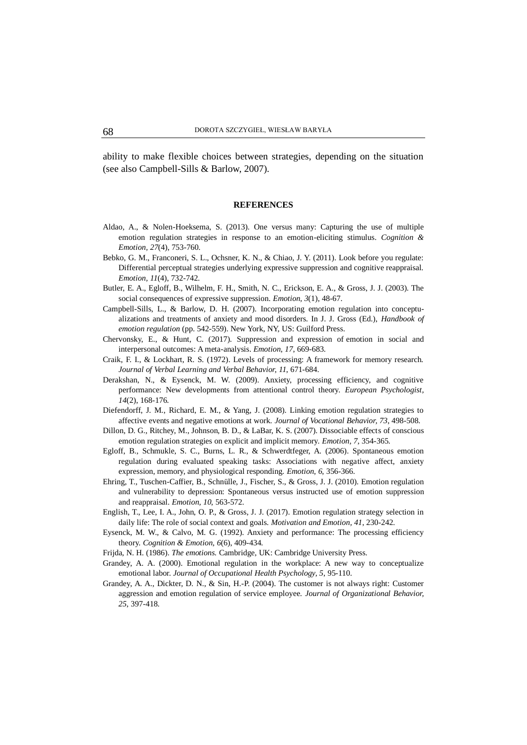ability to make flexible choices between strategies, depending on the situation (see also Campbell-Sills & Barlow, 2007).

## REFERENCES

Aldao, A., & Nolen-Hoeksema, S. (2013). One versus many: Capturing the use of multiple emotion regulation strategies in response to an emotion-eliciting stimulus. *Cognition & Emotion, 27*(4), 753-760.

Bebko, G. M., Franconeri, S. L., Ochsner, K. N., & Chiao, J. Y. (2011). Look before you regulate: Differential perceptual strategies underlying expressive suppression and cognitive reappraisal. *Emotion, 11*(4), 732-742.

Butler, E. A., Egloff, B., Wilhelm, F. H., Smith, N. C., Erickson, E. A., & Gross, J. J. (2003). The social consequences of expressive suppression. *Emotion, 3*(1), 48-67.

Campbell-Sills, L., & Barlow, D. H. (2007). Incorporating emotion regulation into conceptualizations and treatments of anxiety and mood disorders. In J. J. Gross (Ed.), *Handbook of emotion regulation* (pp. 542-559). New York, NY, US: Guilford Press.

Chervonsky, E., & Hunt, C. (2017). Suppression and expression of emotion in social and interpersonal outcomes: A meta-analysis. *Emotion, 17*, 669-683.

Craik, F. I., & Lockhart, R. S. (1972). Levels of processing: A framework for memory research. *Journal of Verbal Learning and Verbal Behavior, 11*, 671-684.

Derakshan, N., & Eysenck, M. W. (2009). Anxiety, processing efficiency, and cognitive performance: New developments from attentional control theory. *European Psychologist, 14*(2), 168-176.

Diefendorff, J. M., Richard, E. M., & Yang, J. (2008). Linking emotion regulation strategies to affective events and negative emotions at work. *Journal of Vocational Behavior, 73*, 498-508.

Dillon, D. G., Ritchey, M., Johnson, B. D., & LaBar, K. S. (2007). Dissociable effects of conscious emotion regulation strategies on explicit and implicit memory. *Emotion, 7*, 354-365.

Egloff, B., Schmukle, S. C., Burns, L. R., & Schwerdtfeger, A. (2006). Spontaneous emotion regulation during evaluated speaking tasks: Associations with negative affect, anxiety expression, memory, and physiological responding. *Emotion, 6*, 356-366.

Ehring, T., Tuschen-Caffier, B., Schnülle, J., Fischer, S., & Gross, J. J. (2010). Emotion regulation and vulnerability to depression: Spontaneous versus instructed use of emotion suppression and reappraisal. *Emotion, 10*, 563-572.

English, T., Lee, I. A., John, O. P., & Gross, J. J. (2017). Emotion regulation strategy selection in daily life: The role of social context and goals. *Motivation and Emotion, 41*, 230-242.

Eysenck, M. W., & Calvo, M. G. (1992). Anxiety and performance: The processing efficiency theory. *Cognition & Emotion, 6*(6), 409-434.

Frijda, N. H. (1986). *The emotions.* Cambridge, UK: Cambridge University Press.

Grandey, A. A. (2000). Emotional regulation in the workplace: A new way to conceptualize emotional labor. *Journal of Occupational Health Psychology, 5*, 95-110.

Grandey, A. A., Dickter, D. N., & Sin, H.-P. (2004). The customer is not always right: Customer aggression and emotion regulation of service employee. *Journal of Organizational Behavior, 25*, 397-418.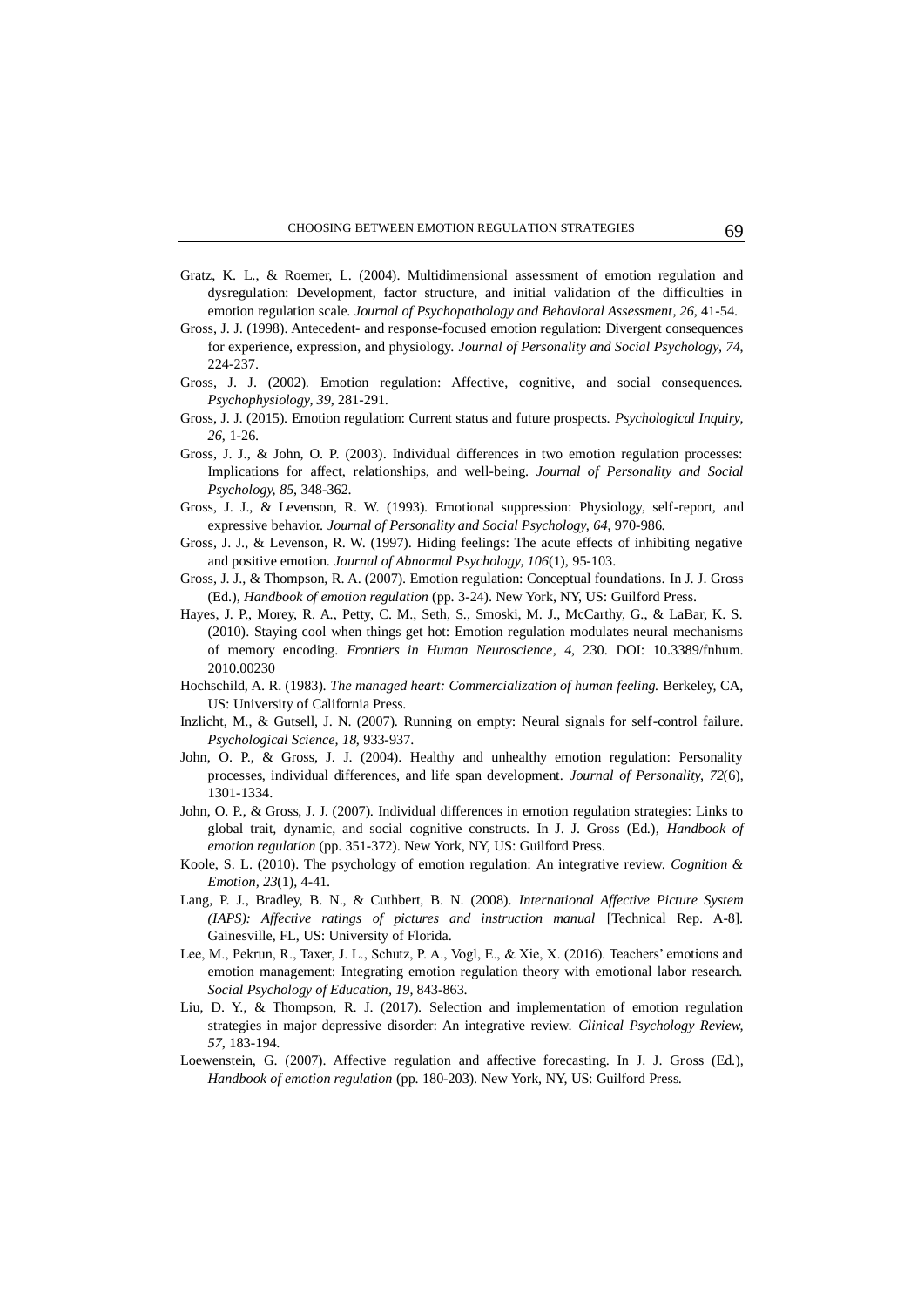Gratz, K. L., & Roemer, L. (2004). Multidimensional assessment of emotion regulation and dysregulation: Development, factor structure, and initial validation of the difficulties in emotion regulation scale. *Journal of Psychopathology and Behavioral Assessment*, *26*, 41-54.

Gross, J. J. (1998). Antecedent- and response-focused emotion regulation: Divergent consequences for experience, expression, and physiology. *Journal of Personality and Social Psychology*, *74*, 224-237.

Gross, J. J. (2002). Emotion regulation: Affective, cognitive, and social consequences. *Psychophysiology*, *39*, 281-291.

Gross, J. J. (2015). Emotion regulation: Current status and future prospects. *Psychological Inquiry*, *26*, 1-26.

Gross, J. J., & John, O. P. (2003). Individual differences in two emotion regulation processes: Implications for affect, relationships, and well-being. *Journal of Personality and Social Psychology*, *85*, 348-362.

Gross, J. J., & Levenson, R. W. (1993). Emotional suppression: Physiology, self-report, and expressive behavior. *Journal of Personality and Social Psychology*, *64*, 970-986.

Gross, J. J., & Levenson, R. W. (1997). Hiding feelings: The acute effects of inhibiting negative and positive emotion. *Journal of Abnormal Psychology*, *106*(1), 95-103.

Gross, J. J., & Thompson, R. A. (2007). Emotion regulation: Conceptual foundations. In J. J. Gross (Ed.), *Handbook of emotion regulation* (pp. 3-24). New York, NY, US: Guilford Press.

Hayes, J. P., Morey, R. A., Petty, C. M., Seth, S., Smoski, M. J., McCarthy, G., & LaBar, K. S. (2010). Staying cool when things get hot: Emotion regulation modulates neural mechanisms of memory encoding. *Frontiers in Human Neuroscience*, *4*, 230. DOI: 10.3389/fnhum.2010.00230

Hochschild, A. R. (1983). *The managed heart: Commercialization of human feeling.* Berkeley, CA, US: University of California Press.

Inzlicht, M., & Gutsell, J. N. (2007). Running on empty: Neural signals for self-control failure. *Psychological Science*, *18*, 933-937.

John, O. P., & Gross, J. J. (2004). Healthy and unhealthy emotion regulation: Personality processes, individual differences, and life span development. *Journal of Personality*, *72*(6), 1301-1334.

John, O. P., & Gross, J. J. (2007). Individual differences in emotion regulation strategies: Links to global trait, dynamic, and social cognitive constructs. In J. J. Gross (Ed.), *Handbook of emotion regulation* (pp. 351-372). New York, NY, US: Guilford Press.

Koole, S. L. (2010). The psychology of emotion regulation: An integrative review. *Cognition & Emotion*, *23*(1), 4-41.

Lang, P. J., Bradley, B. N., & Cuthbert, B. N. (2008). *International Affective Picture System (IAPS): Affective ratings of pictures and instruction manual* [Technical Rep. A-8]. Gainesville, FL, US: University of Florida.

Lee, M., Pekrun, R., Taxer, J. L., Schutz, P. A., Vogl, E., & Xie, X. (2016). Teachers' emotions and emotion management: Integrating emotion regulation theory with emotional labor research. *Social Psychology of Education*, *19*, 843-863.

Liu, D. Y., & Thompson, R. J. (2017). Selection and implementation of emotion regulation strategies in major depressive disorder: An integrative review. *Clinical Psychology Review*, *57*, 183-194.

Loewenstein, G. (2007). Affective regulation and affective forecasting. In J. J. Gross (Ed.), *Handbook of emotion regulation* (pp. 180-203). New York, NY, US: Guilford Press.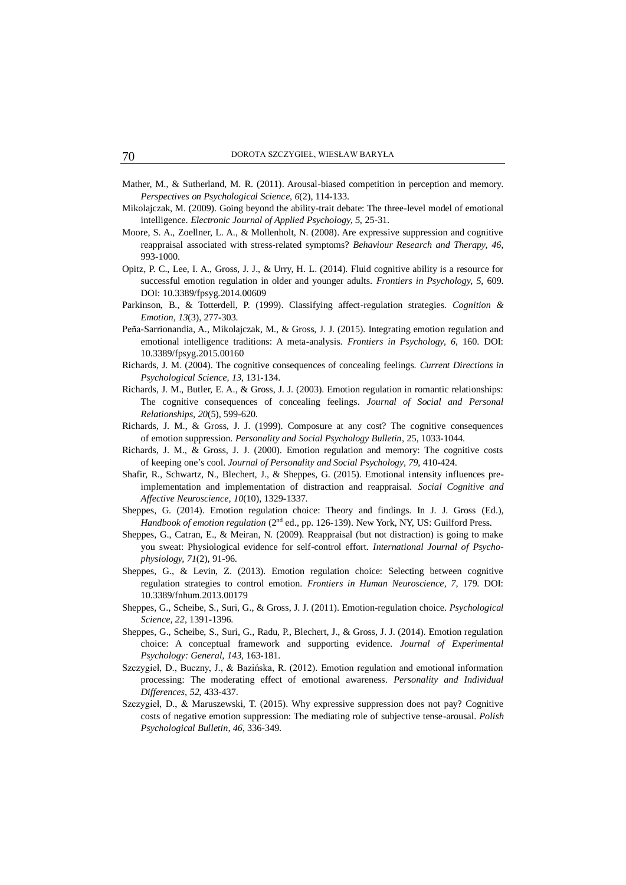Mather, M., & Sutherland, M. R. (2011). Arousal-biased competition in perception and memory. *Perspectives on Psychological Science*, *6*(2), 114-133.

Mikolajczak, M. (2009). Going beyond the ability-trait debate: The three-level model of emotional intelligence. *Electronic Journal of Applied Psychology, 5*, 25-31.

Moore, S. A., Zoellner, L. A., & Mollenholt, N. (2008). Are expressive suppression and cognitive reappraisal associated with stress-related symptoms? *Behaviour Research and Therapy*, *46*, 993-1000.

Opitz, P. C., Lee, I. A., Gross, J. J., & Urry, H. L. (2014). Fluid cognitive ability is a resource for successful emotion regulation in older and younger adults. *Frontiers in Psychology, 5*, 609. DOI: 10.3389/fpsyg.2014.00609

Parkinson, B., & Totterdell, P. (1999). Classifying affect-regulation strategies. *Cognition & Emotion*, *13*(3), 277-303.

Peña-Sarrionandia, A., Mikolajczak, M., & Gross, J. J. (2015). Integrating emotion regulation and emotional intelligence traditions: A meta-analysis. *Frontiers in Psychology*, *6*, 160. DOI: 10.3389/fpsyg.2015.00160

Richards, J. M. (2004). The cognitive consequences of concealing feelings. *Current Directions in Psychological Science, 13*, 131-134.

Richards, J. M., Butler, E. A., & Gross, J. J. (2003). Emotion regulation in romantic relationships: The cognitive consequences of concealing feelings. *Journal of Social and Personal Relationships*, *20*(5), 599-620.

Richards, J. M., & Gross, J. J. (1999). Composure at any cost? The cognitive consequences of emotion suppression. *Personality and Social Psychology Bulletin*, 25, 1033-1044.

Richards, J. M., & Gross, J. J. (2000). Emotion regulation and memory: The cognitive costs of keeping one's cool. *Journal of Personality and Social Psychology, 79*, 410-424.

Shafir, R., Schwartz, N., Blechert, J., & Sheppes, G. (2015). Emotional intensity influences pre-implementation and implementation of distraction and reappraisal. *Social Cognitive and Affective Neuroscience, 10*(10), 1329-1337.

Sheppes, G. (2014). Emotion regulation choice: Theory and findings. In J. J. Gross (Ed.), *Handbook of emotion regulation* (2nd ed., pp. 126-139). New York, NY, US: Guilford Press.

Sheppes, G., Catran, E., & Meiran, N. (2009). Reappraisal (but not distraction) is going to make you sweat: Physiological evidence for self-control effort. *International Journal of Psychophysiology*, *71*(2), 91-96.

Sheppes, G., & Levin, Z. (2013). Emotion regulation choice: Selecting between cognitive regulation strategies to control emotion. *Frontiers in Human Neuroscience*, *7*, 179. DOI: 10.3389/fnhum.2013.00179

Sheppes, G., Scheibe, S., Suri, G., & Gross, J. J. (2011). Emotion-regulation choice. *Psychological Science, 22*, 1391-1396.

Sheppes, G., Scheibe, S., Suri, G., Radu, P., Blechert, J., & Gross, J. J. (2014). Emotion regulation choice: A conceptual framework and supporting evidence. *Journal of Experimental Psychology: General*, *143*, 163-181.

Szczygieł, D., Buczny, J., & Bazińska, R. (2012). Emotion regulation and emotional information processing: The moderating effect of emotional awareness. *Personality and Individual Differences, 52*, 433-437.

Szczygieł, D., & Maruszewski, T. (2015). Why expressive suppression does not pay? Cognitive costs of negative emotion suppression: The mediating role of subjective tense-arousal. *Polish Psychological Bulletin, 46*, 336-349.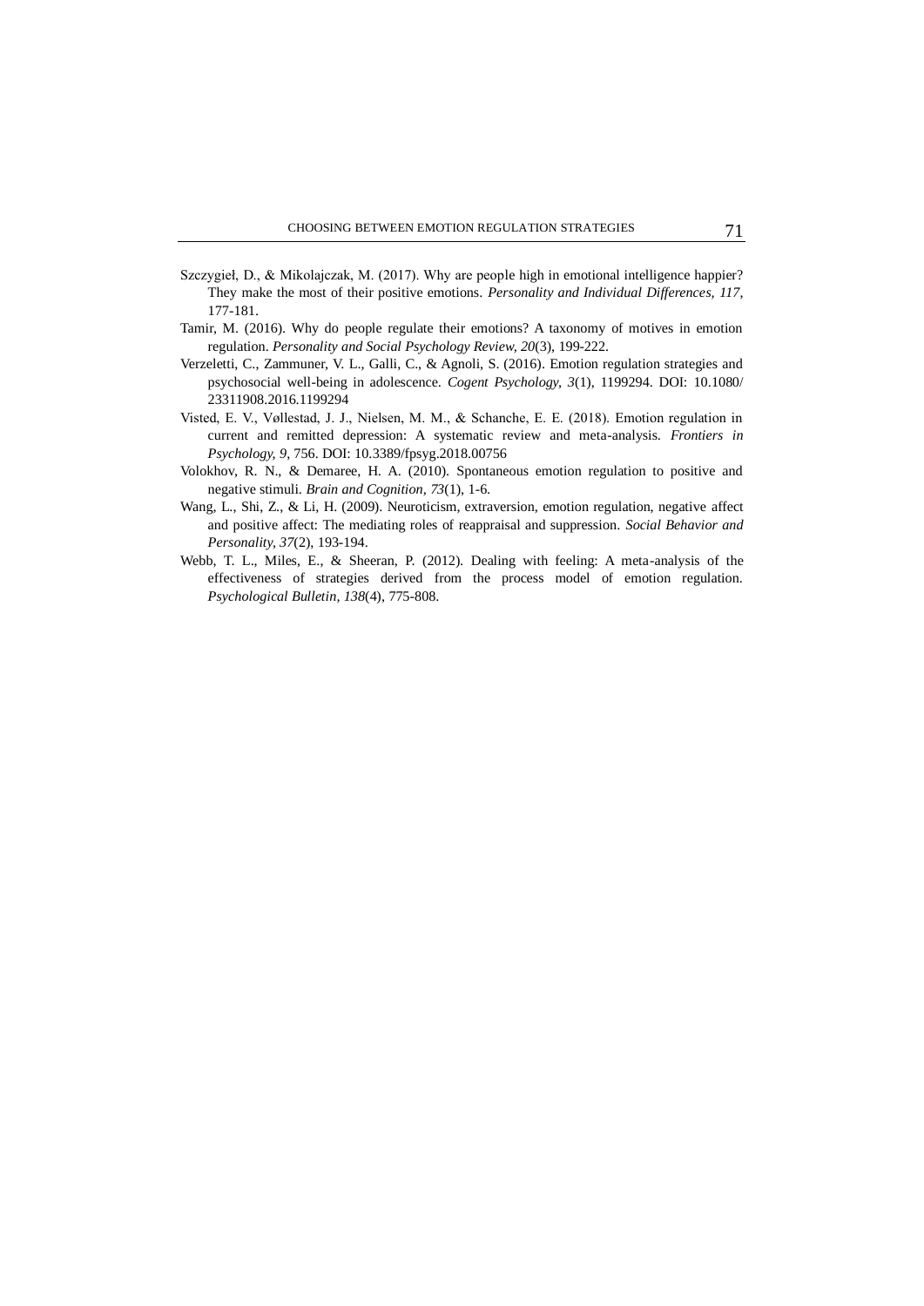Szczygieł, D., & Mikolajczak, M. (2017). Why are people high in emotional intelligence happier? They make the most of their positive emotions. *Personality and Individual Differences, 117*, 177-181.

Tamir, M. (2016). Why do people regulate their emotions? A taxonomy of motives in emotion regulation. *Personality and Social Psychology Review, 20*(3), 199-222.

Verzeletti, C., Zammuner, V. L., Galli, C., & Agnoli, S. (2016). Emotion regulation strategies and psychosocial well-being in adolescence. *Cogent Psychology, 3*(1), 1199294. DOI: 10.1080/23311908.2016.1199294

Visted, E. V., Vøllestad, J. J., Nielsen, M. M., & Schanche, E. E. (2018). Emotion regulation in current and remitted depression: A systematic review and meta-analysis. *Frontiers in Psychology, 9*, 756. DOI: 10.3389/fpsyg.2018.00756

Volokhov, R. N., & Demaree, H. A. (2010). Spontaneous emotion regulation to positive and negative stimuli. *Brain and Cognition, 73*(1), 1-6.

Wang, L., Shi, Z., & Li, H. (2009). Neuroticism, extraversion, emotion regulation, negative affect and positive affect: The mediating roles of reappraisal and suppression. *Social Behavior and Personality, 37*(2), 193-194.

Webb, T. L., Miles, E., & Sheeran, P. (2012). Dealing with feeling: A meta-analysis of the effectiveness of strategies derived from the process model of emotion regulation. *Psychological Bulletin, 138*(4), 775-808.